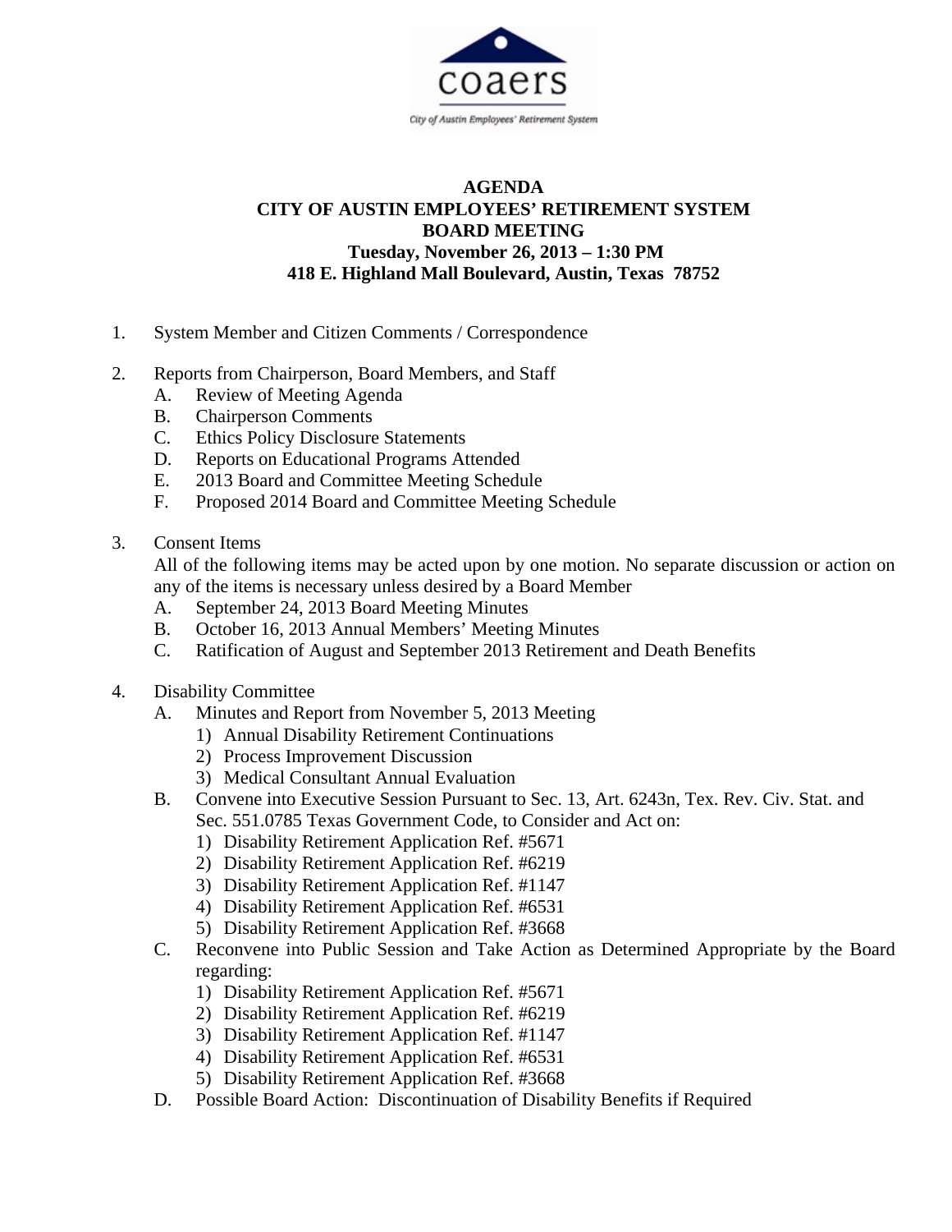coaers

City of Austin Employees' Retirement System

**AGENDA**
**CITY OF AUSTIN EMPLOYEES' RETIREMENT SYSTEM**
**BOARD MEETING**
**Tuesday, November 26, 2013 – 1:30 PM**
**418 E. Highland Mall Boulevard, Austin, Texas 78752**

1. System Member and Citizen Comments / Correspondence

2. Reports from Chairperson, Board Members, and Staff
   A. Review of Meeting Agenda
   B. Chairperson Comments
   C. Ethics Policy Disclosure Statements
   D. Reports on Educational Programs Attended
   E. 2013 Board and Committee Meeting Schedule
   F. Proposed 2014 Board and Committee Meeting Schedule

3. Consent Items
   All of the following items may be acted upon by one motion. No separate discussion or action on any of the items is necessary unless desired by a Board Member
   A. September 24, 2013 Board Meeting Minutes
   B. October 16, 2013 Annual Members' Meeting Minutes
   C. Ratification of August and September 2013 Retirement and Death Benefits

4. Disability Committee
   A. Minutes and Report from November 5, 2013 Meeting
      1) Annual Disability Retirement Continuations
      2) Process Improvement Discussion
      3) Medical Consultant Annual Evaluation
   B. Convene into Executive Session Pursuant to Sec. 13, Art. 6243n, Tex. Rev. Civ. Stat. and Sec. 551.0785 Texas Government Code, to Consider and Act on:
      1) Disability Retirement Application Ref. #5671
      2) Disability Retirement Application Ref. #6219
      3) Disability Retirement Application Ref. #1147
      4) Disability Retirement Application Ref. #6531
      5) Disability Retirement Application Ref. #3668
   C. Reconvene into Public Session and Take Action as Determined Appropriate by the Board regarding:
      1) Disability Retirement Application Ref. #5671
      2) Disability Retirement Application Ref. #6219
      3) Disability Retirement Application Ref. #1147
      4) Disability Retirement Application Ref. #6531
      5) Disability Retirement Application Ref. #3668
   D. Possible Board Action: Discontinuation of Disability Benefits if Required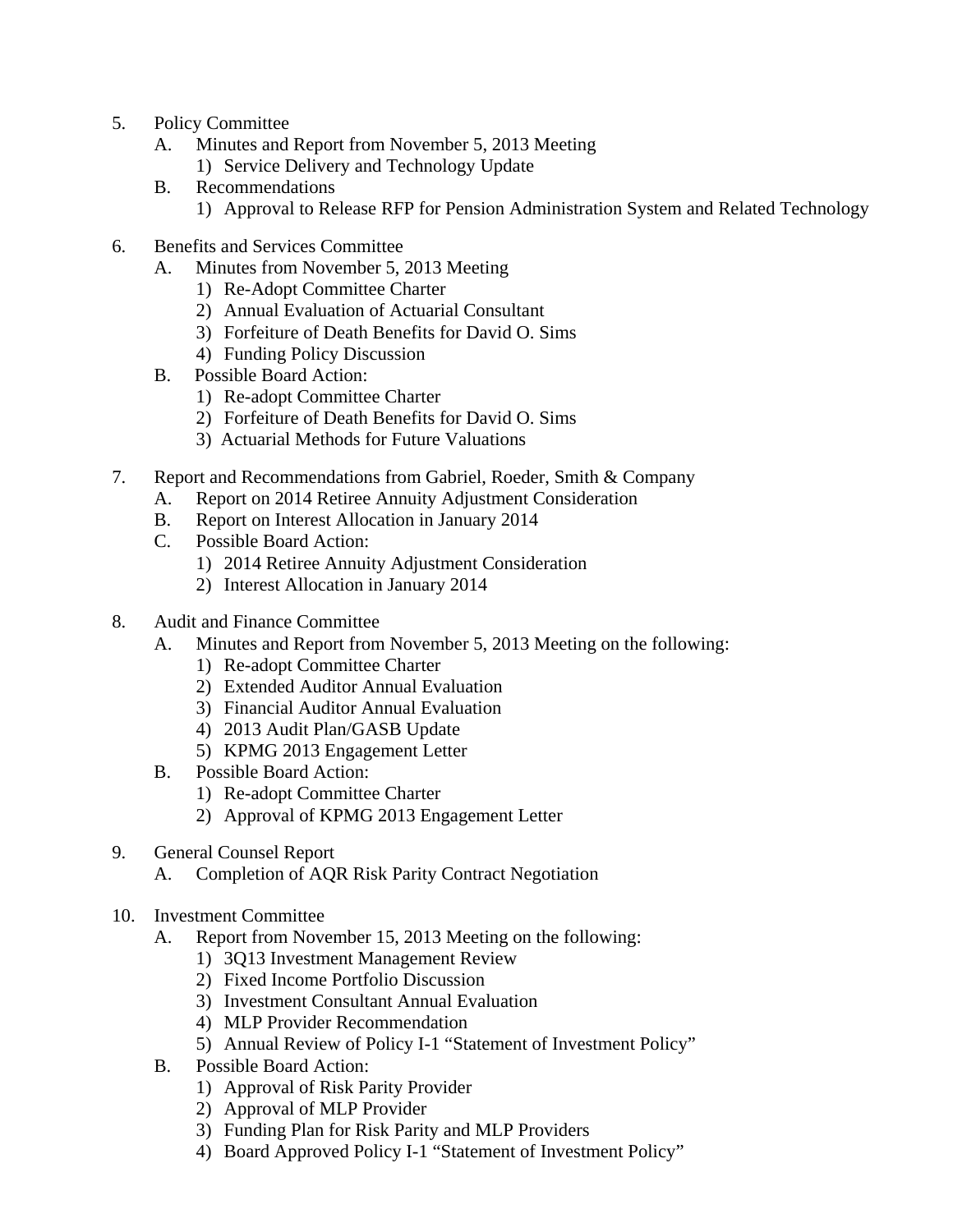5. Policy Committee
    A. Minutes and Report from November 5, 2013 Meeting
        1) Service Delivery and Technology Update
    B. Recommendations
        1) Approval to Release RFP for Pension Administration System and Related Technology

6. Benefits and Services Committee
    A. Minutes from November 5, 2013 Meeting
        1) Re-Adopt Committee Charter
        2) Annual Evaluation of Actuarial Consultant
        3) Forfeiture of Death Benefits for David O. Sims
        4) Funding Policy Discussion
    B. Possible Board Action:
        1) Re-adopt Committee Charter
        2) Forfeiture of Death Benefits for David O. Sims
        3) Actuarial Methods for Future Valuations

7. Report and Recommendations from Gabriel, Roeder, Smith & Company
    A. Report on 2014 Retiree Annuity Adjustment Consideration
    B. Report on Interest Allocation in January 2014
    C. Possible Board Action:
        1) 2014 Retiree Annuity Adjustment Consideration
        2) Interest Allocation in January 2014

8. Audit and Finance Committee
    A. Minutes and Report from November 5, 2013 Meeting on the following:
        1) Re-adopt Committee Charter
        2) Extended Auditor Annual Evaluation
        3) Financial Auditor Annual Evaluation
        4) 2013 Audit Plan/GASB Update
        5) KPMG 2013 Engagement Letter
    B. Possible Board Action:
        1) Re-adopt Committee Charter
        2) Approval of KPMG 2013 Engagement Letter

9. General Counsel Report
    A. Completion of AQR Risk Parity Contract Negotiation

10. Investment Committee
    A. Report from November 15, 2013 Meeting on the following:
        1) 3Q13 Investment Management Review
        2) Fixed Income Portfolio Discussion
        3) Investment Consultant Annual Evaluation
        4) MLP Provider Recommendation
        5) Annual Review of Policy I-1 "Statement of Investment Policy"
    B. Possible Board Action:
        1) Approval of Risk Parity Provider
        2) Approval of MLP Provider
        3) Funding Plan for Risk Parity and MLP Providers
        4) Board Approved Policy I-1 "Statement of Investment Policy"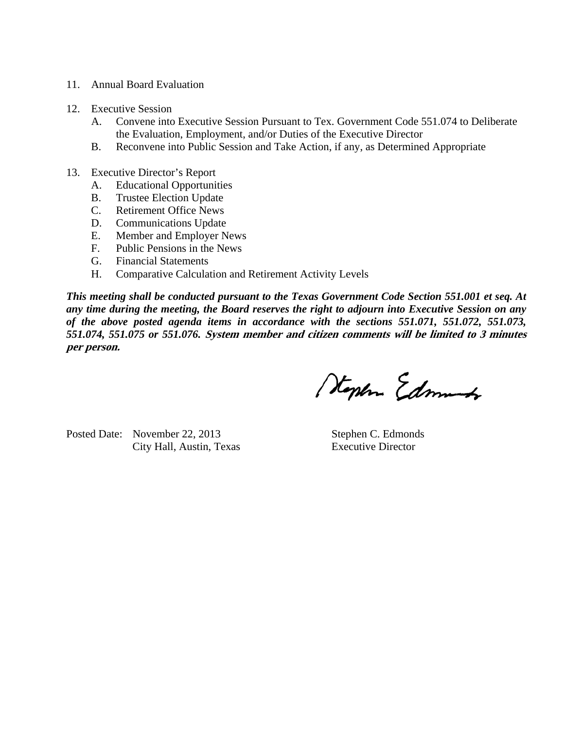11. Annual Board Evaluation

12. Executive Session
    A. Convene into Executive Session Pursuant to Tex. Government Code 551.074 to Deliberate the Evaluation, Employment, and/or Duties of the Executive Director
    B. Reconvene into Public Session and Take Action, if any, as Determined Appropriate

13. Executive Director's Report
    A. Educational Opportunities
    B. Trustee Election Update
    C. Retirement Office News
    D. Communications Update
    E. Member and Employer News
    F. Public Pensions in the News
    G. Financial Statements
    H. Comparative Calculation and Retirement Activity Levels

***This meeting shall be conducted pursuant to the Texas Government Code Section 551.001 et seq. At any time during the meeting, the Board reserves the right to adjourn into Executive Session on any of the above posted agenda items in accordance with the sections 551.071, 551.072, 551.073, 551.074, 551.075 or 551.076. System member and citizen comments will be limited to 3 minutes per person.***

Posted Date: November 22, 2013
City Hall, Austin, Texas

Stephen C. Edmonds
Executive Director